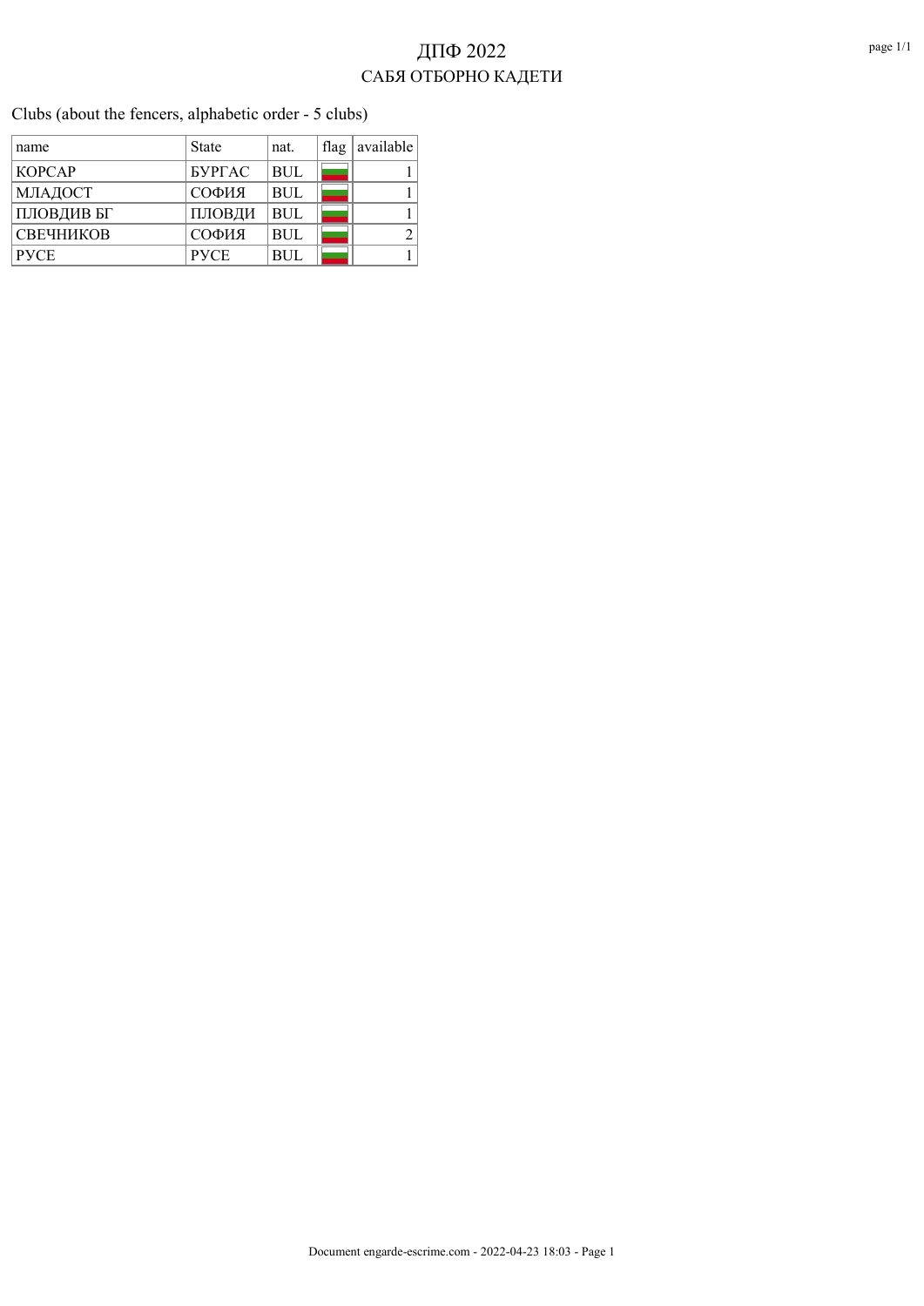# ДПФ 2022

## САБЯ ОТБОРНО КАДЕТИ

Clubs (about the fencers, alphabetic order - 5 clubs)

| name | State | nat. | flag | available |
|---|---|---|---|---|
| КОРСАР | БУРГАС | BUL | | 1 |
| МЛАДОСТ | СОФИЯ | BUL | | 1 |
| ПЛОВДИВ БГ | ПЛОВДИ | BUL | | 1 |
| СВЕЧНИКОВ | СОФИЯ | BUL | | 2 |
| РУСЕ | РУСЕ | BUL | | 1 |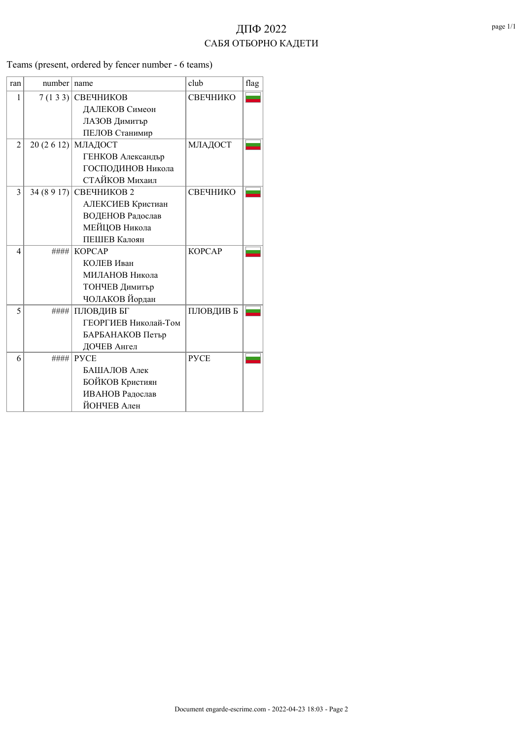# ДПФ 2022

## САБЯ ОТБОРНО КАДЕТИ

Teams (present, ordered by fencer number - 6 teams)

| ran | number | name | club | flag |
|---|---|---|---|---|
| 1 | 7 (1 3 3) | СВЕЧНИКОВ<br>ДАЛЕКОВ Симеон<br>ЛАЗОВ Димитър<br>ПЕЛОВ Станимир | СВЕЧНИКО | |
| 2 | 20 (2 6 12) | МЛАДОСТ<br>ГЕНКОВ Александър<br>ГОСПОДИНОВ Никола<br>СТАЙКОВ Михаил | МЛАДОСТ | |
| 3 | 34 (8 9 17) | СВЕЧНИКОВ 2<br>АЛЕКСИЕВ Кристиан<br>ВОДЕНОВ Радослав<br>МЕЙЦОВ Никола<br>ПЕШЕВ Калоян | СВЕЧНИКО | |
| 4 | #### | КОРСАР<br>КОЛЕВ Иван<br>МИЛАНОВ Никола<br>ТОНЧЕВ Димитър<br>ЧОЛАКОВ Йордан | КОРСАР | |
| 5 | #### | ПЛОВДИВ БГ<br>ГЕОРГИЕВ Николай-Том<br>БАРБАНАКОВ Петър<br>ДОЧЕВ Ангел | ПЛОВДИВ Б | |
| 6 | #### | РУСЕ<br>БАШАЛОВ Алек<br>БОЙКОВ Кристиян<br>ИВАНОВ Радослав<br>ЙОНЧЕВ Ален | РУСЕ | |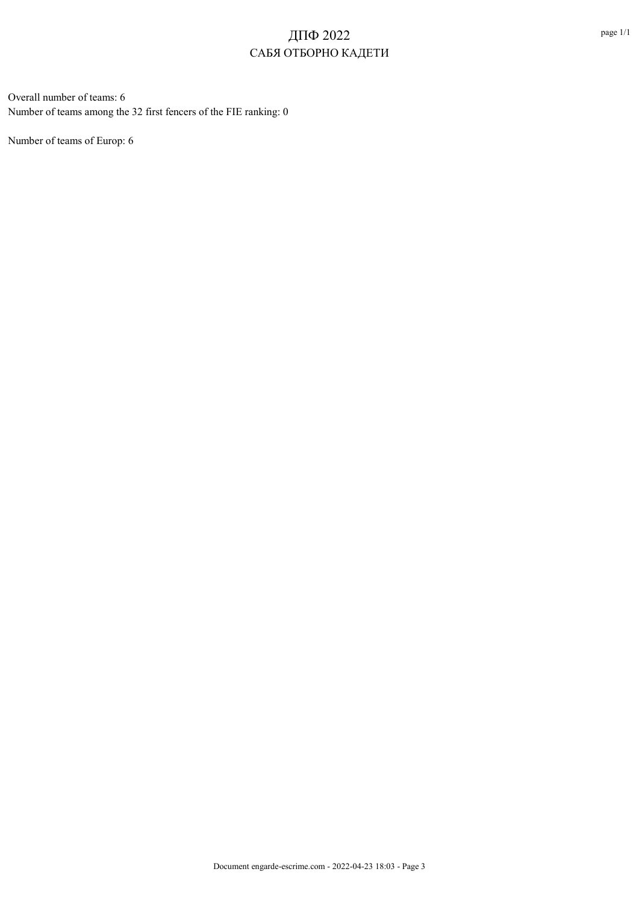# ДПФ 2022

## САБЯ ОТБОРНО КАДЕТИ

Overall number of teams: 6
Number of teams among the 32 first fencers of the FIE ranking: 0

Number of teams of Europ: 6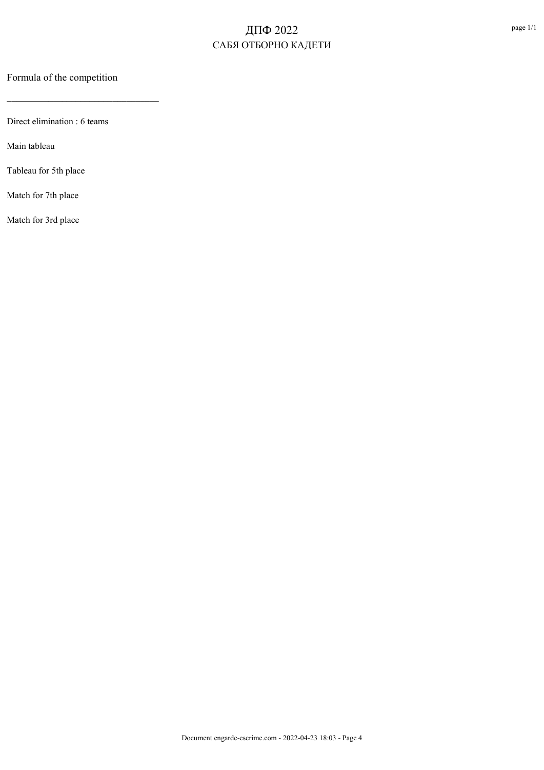# ДПФ 2022

## САБЯ ОТБОРНО КАДЕТИ

Formula of the competition

---

Direct elimination : 6 teams

Main tableau

Tableau for 5th place

Match for 7th place

Match for 3rd place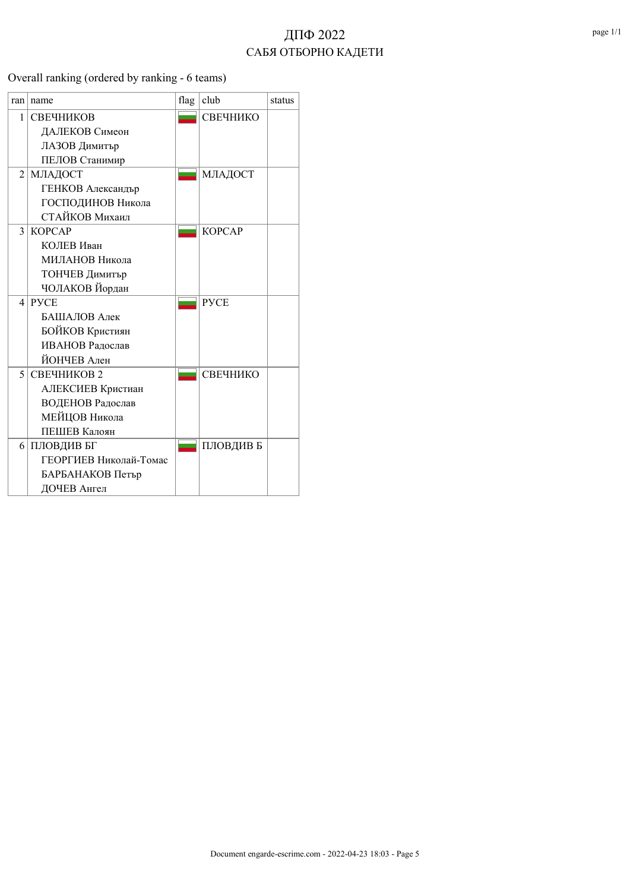# ДПФ 2022

## САБЯ ОТБОРНО КАДЕТИ

Overall ranking (ordered by ranking - 6 teams)

| ran | name | flag | club | status |
|---|---|---|---|---|
| 1 | СВЕЧНИКОВ<br>ДАЛЕКОВ Симеон<br>ЛАЗОВ Димитър<br>ПЕЛОВ Станимир | | СВЕЧНИКО | |
| 2 | МЛАДОСТ<br>ГЕНКОВ Александър<br>ГОСПОДИНОВ Никола<br>СТАЙКОВ Михаил | | МЛАДОСТ | |
| 3 | КОРСАР<br>КОЛЕВ Иван<br>МИЛАНОВ Никола<br>ТОНЧЕВ Димитър<br>ЧОЛАКОВ Йордан | | КОРСАР | |
| 4 | РУСЕ<br>БАШАЛОВ Алек<br>БОЙКОВ Кристиян<br>ИВАНОВ Радослав<br>ЙОНЧЕВ Ален | | РУСЕ | |
| 5 | СВЕЧНИКОВ 2<br>АЛЕКСИЕВ Кристиан<br>ВОДЕНОВ Радослав<br>МЕЙЦОВ Никола<br>ПЕШЕВ Калоян | | СВЕЧНИКО | |
| 6 | ПЛОВДИВ БГ<br>ГЕОРГИЕВ Николай-Томас<br>БАРБАНАКОВ Петър<br>ДОЧЕВ Ангел | | ПЛОВДИВ Б | |